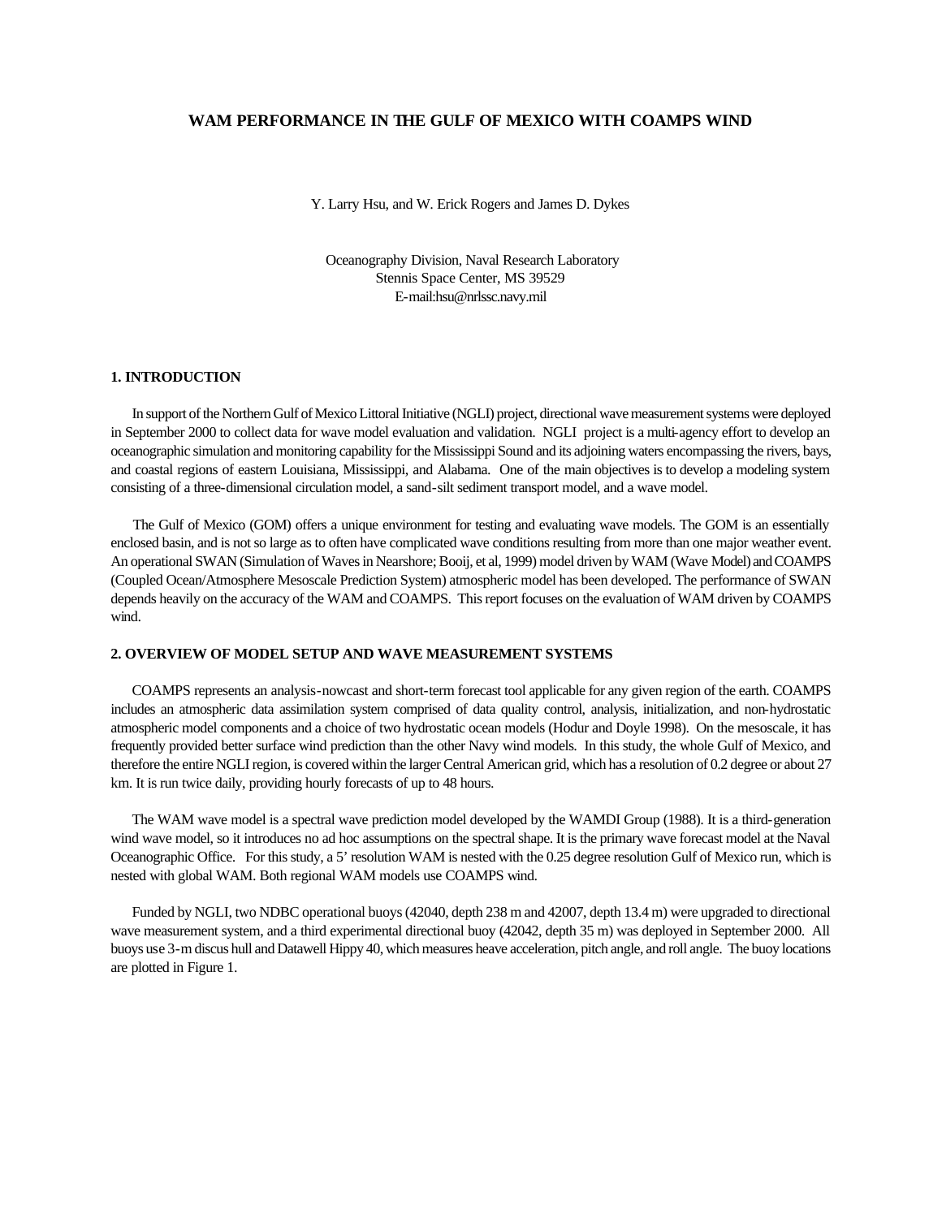# WAM PERFORMANCE IN THE GULF OF MEXICO WITH COAMPS WIND

Y. Larry Hsu, and W. Erick Rogers and James D. Dykes

Oceanography Division, Naval Research Laboratory
Stennis Space Center, MS 39529
E-mail:hsu@nrlssc.navy.mil

## 1. INTRODUCTION

In support of the Northern Gulf of Mexico Littoral Initiative (NGLI) project, directional wave measurement systems were deployed in September 2000 to collect data for wave model evaluation and validation. NGLI project is a multi-agency effort to develop an oceanographic simulation and monitoring capability for the Mississippi Sound and its adjoining waters encompassing the rivers, bays, and coastal regions of eastern Louisiana, Mississippi, and Alabama. One of the main objectives is to develop a modeling system consisting of a three-dimensional circulation model, a sand-silt sediment transport model, and a wave model.

The Gulf of Mexico (GOM) offers a unique environment for testing and evaluating wave models. The GOM is an essentially enclosed basin, and is not so large as to often have complicated wave conditions resulting from more than one major weather event. An operational SWAN (Simulation of Waves in Nearshore; Booij, et al, 1999) model driven by WAM (Wave Model) and COAMPS (Coupled Ocean/Atmosphere Mesoscale Prediction System) atmospheric model has been developed. The performance of SWAN depends heavily on the accuracy of the WAM and COAMPS. This report focuses on the evaluation of WAM driven by COAMPS wind.

## 2. OVERVIEW OF MODEL SETUP AND WAVE MEASUREMENT SYSTEMS

COAMPS represents an analysis-nowcast and short-term forecast tool applicable for any given region of the earth. COAMPS includes an atmospheric data assimilation system comprised of data quality control, analysis, initialization, and non-hydrostatic atmospheric model components and a choice of two hydrostatic ocean models (Hodur and Doyle 1998). On the mesoscale, it has frequently provided better surface wind prediction than the other Navy wind models. In this study, the whole Gulf of Mexico, and therefore the entire NGLI region, is covered within the larger Central American grid, which has a resolution of 0.2 degree or about 27 km. It is run twice daily, providing hourly forecasts of up to 48 hours.

The WAM wave model is a spectral wave prediction model developed by the WAMDI Group (1988). It is a third-generation wind wave model, so it introduces no ad hoc assumptions on the spectral shape. It is the primary wave forecast model at the Naval Oceanographic Office. For this study, a 5' resolution WAM is nested with the 0.25 degree resolution Gulf of Mexico run, which is nested with global WAM. Both regional WAM models use COAMPS wind.

Funded by NGLI, two NDBC operational buoys (42040, depth 238 m and 42007, depth 13.4 m) were upgraded to directional wave measurement system, and a third experimental directional buoy (42042, depth 35 m) was deployed in September 2000. All buoys use 3-m discus hull and Datawell Hippy 40, which measures heave acceleration, pitch angle, and roll angle. The buoy locations are plotted in Figure 1.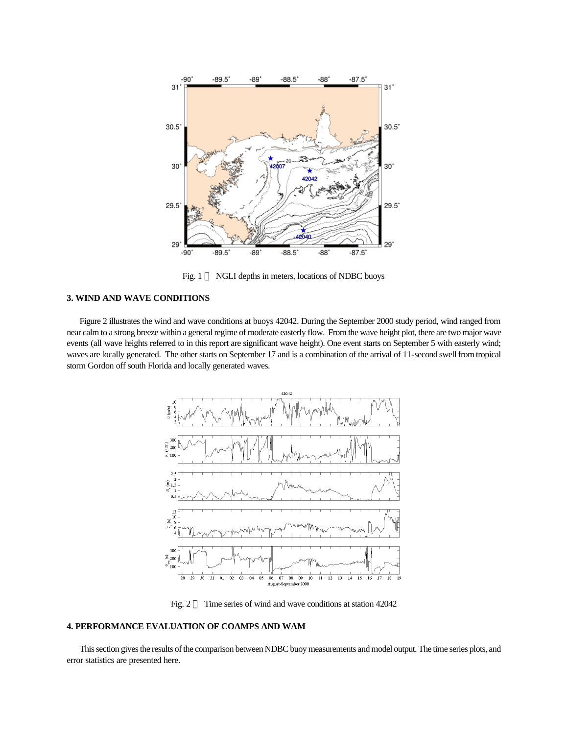Fig. 1 NGLI depths in meters, locations of NDBC buoys

## 3. WIND AND WAVE CONDITIONS

Figure 2 illustrates the wind and wave conditions at buoys 42042. During the September 2000 study period, wind ranged from near calm to a strong breeze within a general regime of moderate easterly flow. From the wave height plot, there are two major wave events (all wave heights referred to in this report are significant wave height). One event starts on September 5 with easterly wind; waves are locally generated. The other starts on September 17 and is a combination of the arrival of 11-second swell from tropical storm Gordon off south Florida and locally generated waves.

Fig. 2 Time series of wind and wave conditions at station 42042

## 4. PERFORMANCE EVALUATION OF COAMPS AND WAM

This section gives the results of the comparison between NDBC buoy measurements and model output. The time series plots, and error statistics are presented here.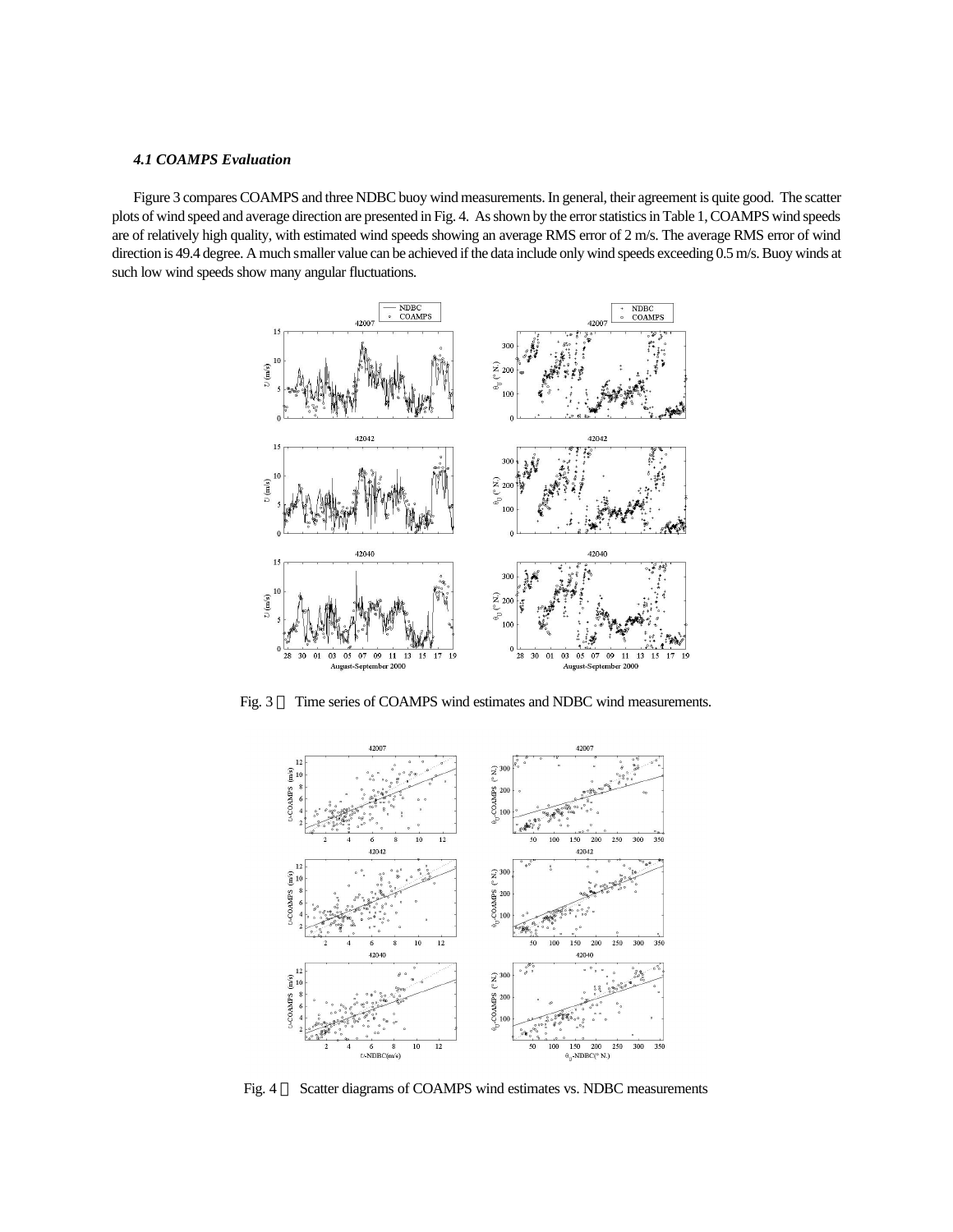#### *4.1 COAMPS Evaluation*

Figure 3 compares COAMPS and three NDBC buoy wind measurements. In general, their agreement is quite good. The scatter plots of wind speed and average direction are presented in Fig. 4. As shown by the error statistics in Table 1, COAMPS wind speeds are of relatively high quality, with estimated wind speeds showing an average RMS error of 2 m/s. The average RMS error of wind direction is 49.4 degree. A much smaller value can be achieved if the data include only wind speeds exceeding 0.5 m/s. Buoy winds at such low wind speeds show many angular fluctuations.

Fig. 3 Time series of COAMPS wind estimates and NDBC wind measurements.

Fig. 4 Scatter diagrams of COAMPS wind estimates vs. NDBC measurements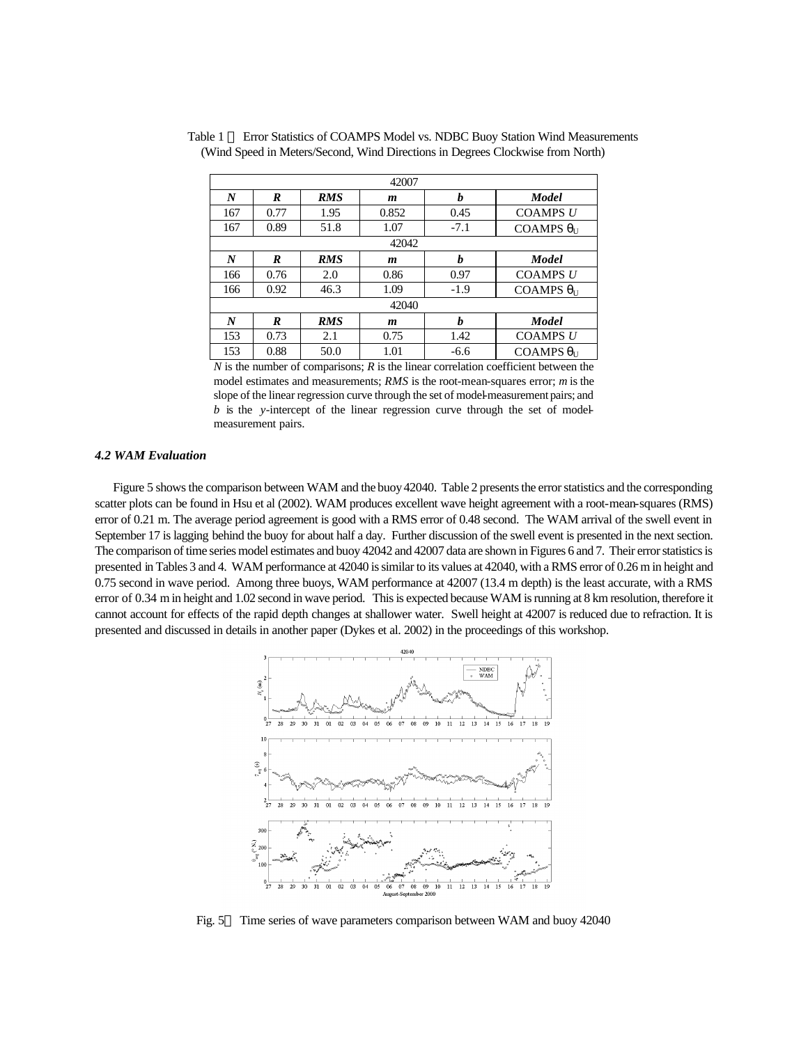Table 1 Error Statistics of COAMPS Model vs. NDBC Buoy Station Wind Measurements (Wind Speed in Meters/Second, Wind Directions in Degrees Clockwise from North)

| 42007 | | | | | |
|---|---|---|---|---|---|
| ***N*** | ***R*** | ***RMS*** | ***m*** | ***b*** | ***Model*** |
| 167 | 0.77 | 1.95 | 0.852 | 0.45 | COAMPS *U* |
| 167 | 0.89 | 51.8 | 1.07 | -7.1 | COAMPS $\theta_U$ |
| 42042 | | | | | |
| ***N*** | ***R*** | ***RMS*** | ***m*** | ***b*** | ***Model*** |
| 166 | 0.76 | 2.0 | 0.86 | 0.97 | COAMPS *U* |
| 166 | 0.92 | 46.3 | 1.09 | -1.9 | COAMPS $\theta_U$ |
| 42040 | | | | | |
| ***N*** | ***R*** | ***RMS*** | ***m*** | ***b*** | ***Model*** |
| 153 | 0.73 | 2.1 | 0.75 | 1.42 | COAMPS *U* |
| 153 | 0.88 | 50.0 | 1.01 | -6.6 | COAMPS $\theta_U$ |

*N* is the number of comparisons; *R* is the linear correlation coefficient between the model estimates and measurements; *RMS* is the root-mean-squares error; *m* is the slope of the linear regression curve through the set of model-measurement pairs; and *b* is the *y*-intercept of the linear regression curve through the set of model-measurement pairs.

### *4.2 WAM Evaluation*

Figure 5 shows the comparison between WAM and the buoy 42040. Table 2 presents the error statistics and the corresponding scatter plots can be found in Hsu et al (2002). WAM produces excellent wave height agreement with a root-mean-squares (RMS) error of 0.21 m. The average period agreement is good with a RMS error of 0.48 second. The WAM arrival of the swell event in September 17 is lagging behind the buoy for about half a day. Further discussion of the swell event is presented in the next section. The comparison of time series model estimates and buoy 42042 and 42007 data are shown in Figures 6 and 7. Their error statistics is presented in Tables 3 and 4. WAM performance at 42040 is similar to its values at 42040, with a RMS error of 0.26 m in height and 0.75 second in wave period. Among three buoys, WAM performance at 42007 (13.4 m depth) is the least accurate, with a RMS error of 0.34 m in height and 1.02 second in wave period. This is expected because WAM is running at 8 km resolution, therefore it cannot account for effects of the rapid depth changes at shallower water. Swell height at 42007 is reduced due to refraction. It is presented and discussed in details in another paper (Dykes et al. 2002) in the proceedings of this workshop.

Fig. 5 Time series of wave parameters comparison between WAM and buoy 42040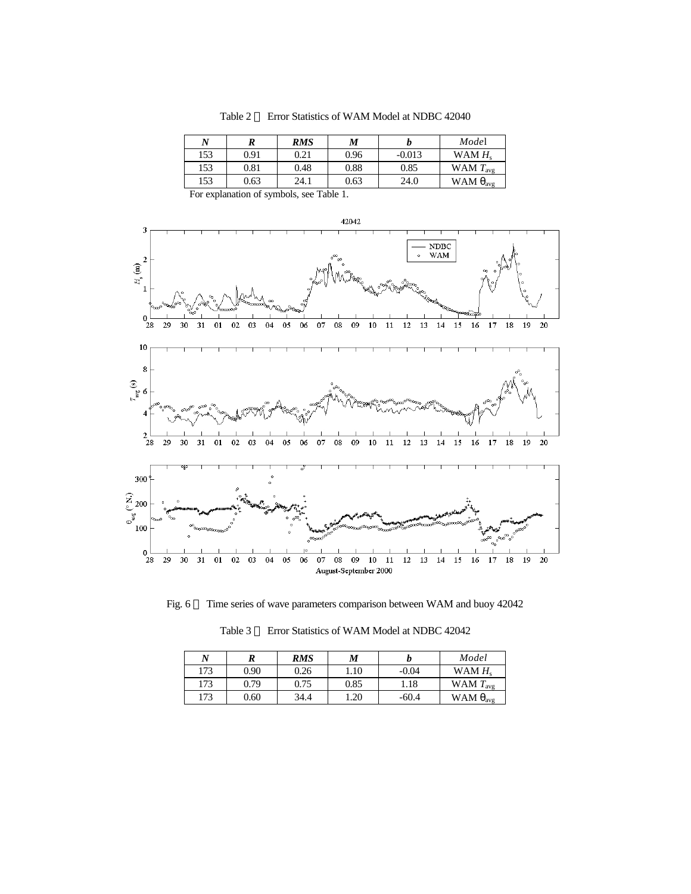Table 2　Error Statistics of WAM Model at NDBC 42040

| *N* | *R* | *RMS* | *M* | *b* | *Model* |
|---|---|---|---|---|---|
| 153 | 0.91 | 0.21 | 0.96 | -0.013 | WAM $H_s$ |
| 153 | 0.81 | 0.48 | 0.88 | 0.85 | WAM $T_{avg}$ |
| 153 | 0.63 | 24.1 | 0.63 | 24.0 | WAM $\theta_{avg}$ |

For explanation of symbols, see Table 1.

Fig. 6　Time series of wave parameters comparison between WAM and buoy 42042

Table 3　Error Statistics of WAM Model at NDBC 42042

| *N* | *R* | *RMS* | *M* | *b* | *Model* |
|---|---|---|---|---|---|
| 173 | 0.90 | 0.26 | 1.10 | -0.04 | WAM $H_s$ |
| 173 | 0.79 | 0.75 | 0.85 | 1.18 | WAM $T_{avg}$ |
| 173 | 0.60 | 34.4 | 1.20 | -60.4 | WAM $\theta_{avg}$ |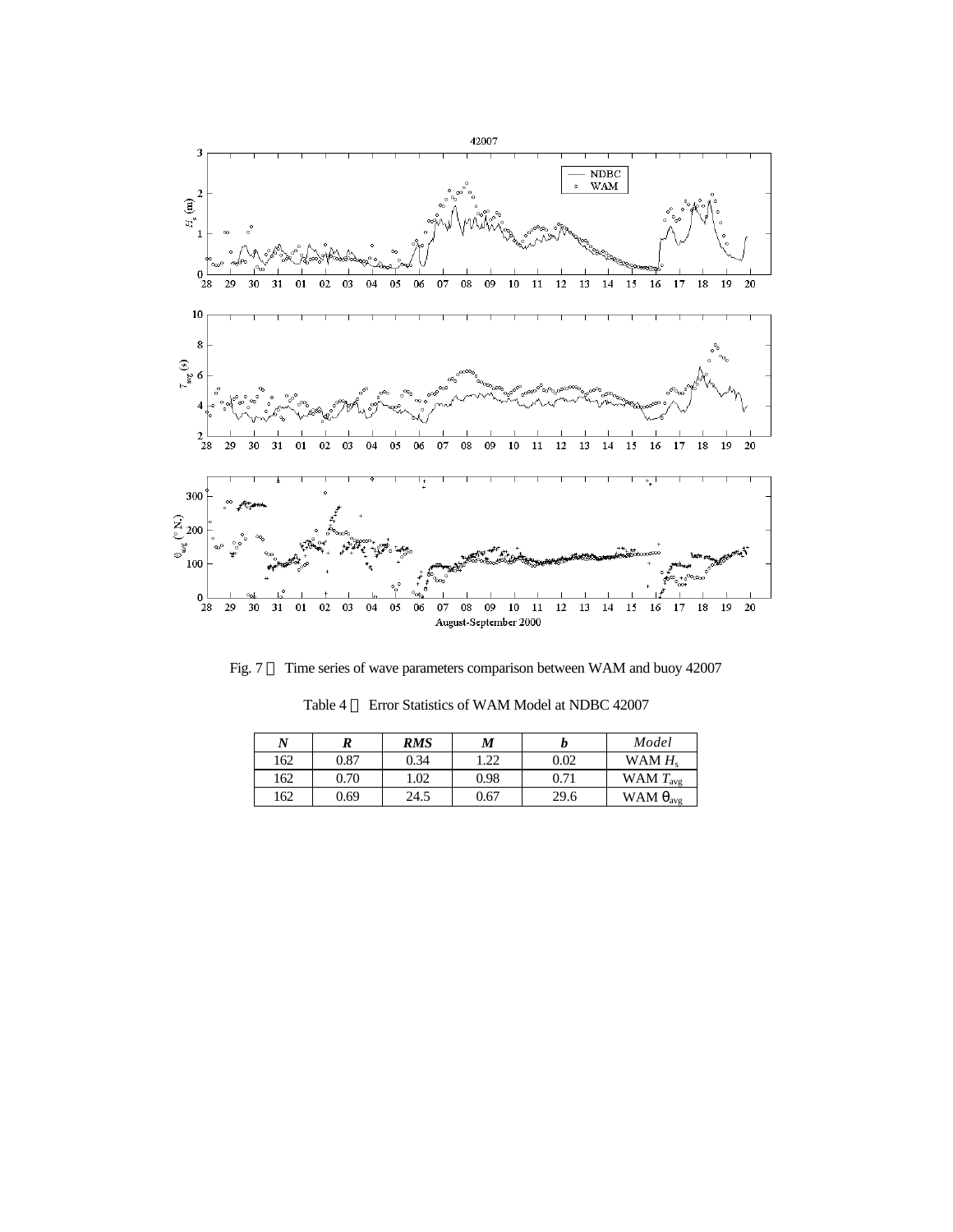Fig. 7 Time series of wave parameters comparison between WAM and buoy 42007

Table 4 Error Statistics of WAM Model at NDBC 42007

| ***N*** | ***R*** | ***RMS*** | ***M*** | ***b*** | *Model* |
|---|---|---|---|---|---|
| 162 | 0.87 | 0.34 | 1.22 | 0.02 | WAM $H_s$ |
| 162 | 0.70 | 1.02 | 0.98 | 0.71 | WAM $T_{avg}$ |
| 162 | 0.69 | 24.5 | 0.67 | 29.6 | WAM $\theta_{avg}$ |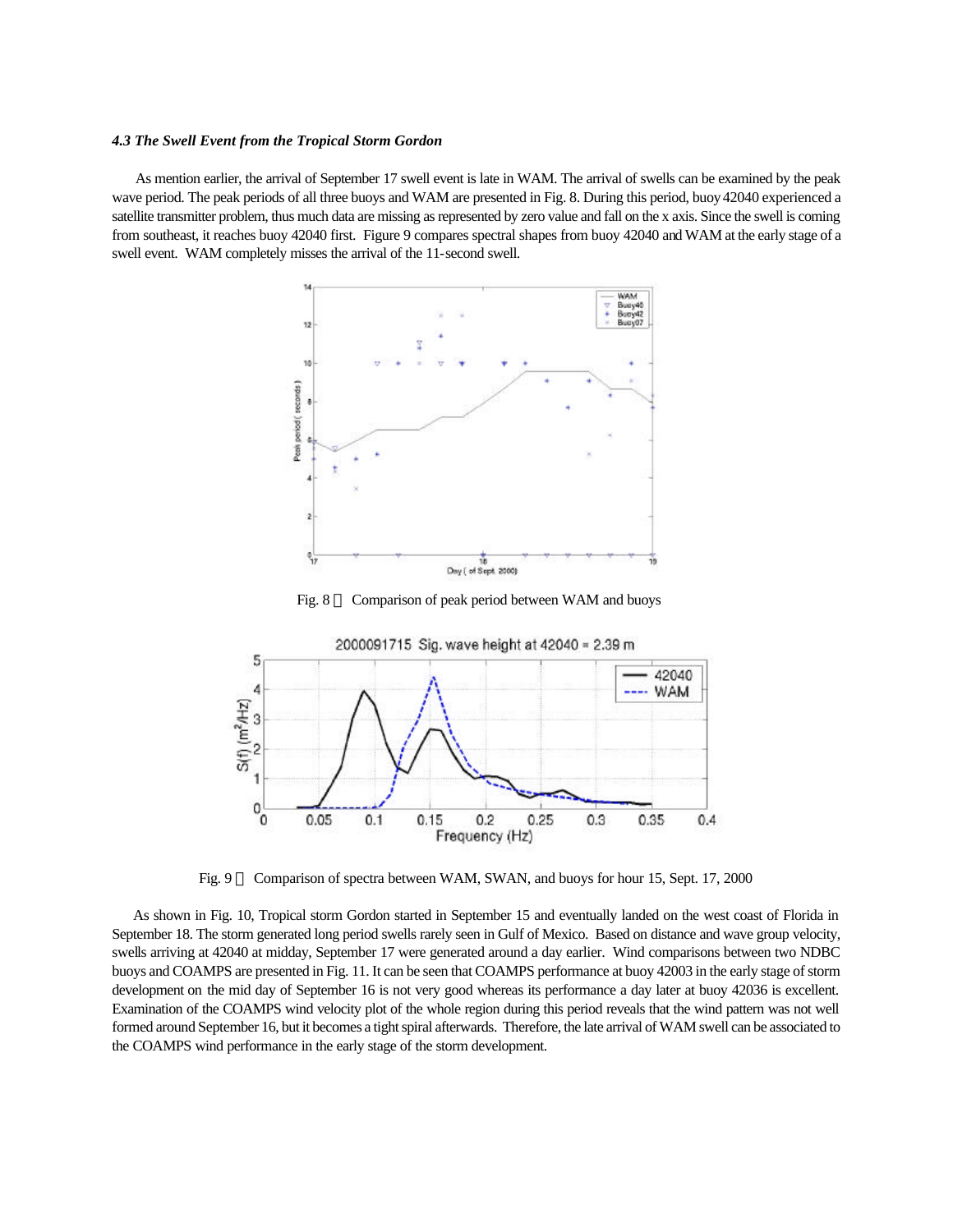#### *4.3 The Swell Event from the Tropical Storm Gordon*

As mention earlier, the arrival of September 17 swell event is late in WAM. The arrival of swells can be examined by the peak wave period. The peak periods of all three buoys and WAM are presented in Fig. 8. During this period, buoy 42040 experienced a satellite transmitter problem, thus much data are missing as represented by zero value and fall on the x axis. Since the swell is coming from southeast, it reaches buoy 42040 first. Figure 9 compares spectral shapes from buoy 42040 and WAM at the early stage of a swell event. WAM completely misses the arrival of the 11-second swell.

Fig. 8 Comparison of peak period between WAM and buoys

Fig. 9 Comparison of spectra between WAM, SWAN, and buoys for hour 15, Sept. 17, 2000

As shown in Fig. 10, Tropical storm Gordon started in September 15 and eventually landed on the west coast of Florida in September 18. The storm generated long period swells rarely seen in Gulf of Mexico. Based on distance and wave group velocity, swells arriving at 42040 at midday, September 17 were generated around a day earlier. Wind comparisons between two NDBC buoys and COAMPS are presented in Fig. 11. It can be seen that COAMPS performance at buoy 42003 in the early stage of storm development on the mid day of September 16 is not very good whereas its performance a day later at buoy 42036 is excellent. Examination of the COAMPS wind velocity plot of the whole region during this period reveals that the wind pattern was not well formed around September 16, but it becomes a tight spiral afterwards. Therefore, the late arrival of WAM swell can be associated to the COAMPS wind performance in the early stage of the storm development.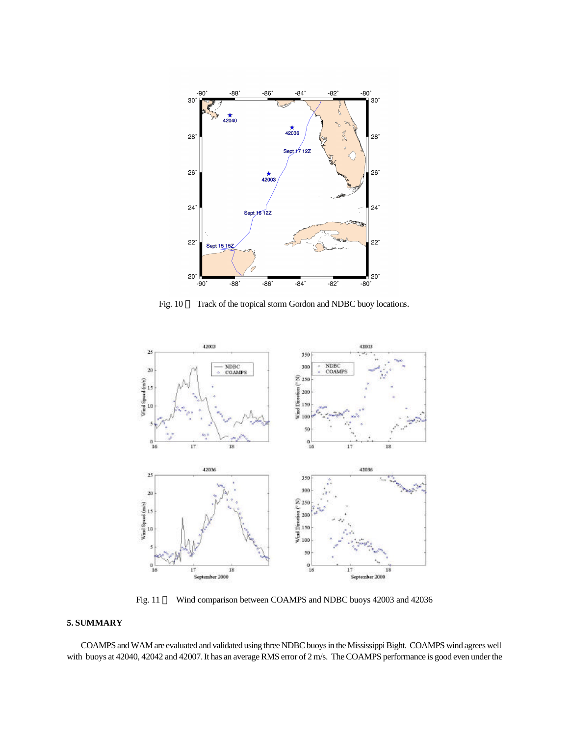Fig. 10 Track of the tropical storm Gordon and NDBC buoy locations.

Fig. 11 Wind comparison between COAMPS and NDBC buoys 42003 and 42036

## 5. SUMMARY

COAMPS and WAM are evaluated and validated using three NDBC buoys in the Mississippi Bight. COAMPS wind agrees well with buoys at 42040, 42042 and 42007. It has an average RMS error of 2 m/s. The COAMPS performance is good even under the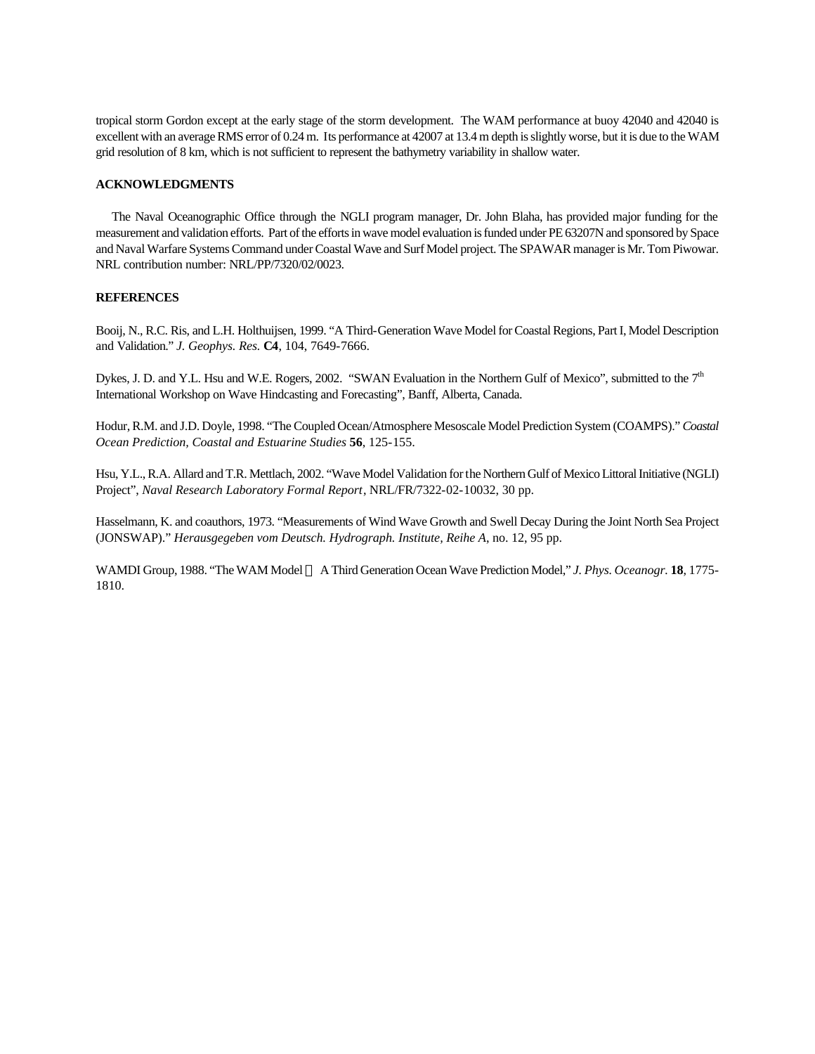tropical storm Gordon except at the early stage of the storm development. The WAM performance at buoy 42040 and 42040 is excellent with an average RMS error of 0.24 m. Its performance at 42007 at 13.4 m depth is slightly worse, but it is due to the WAM grid resolution of 8 km, which is not sufficient to represent the bathymetry variability in shallow water.

**ACKNOWLEDGMENTS**

The Naval Oceanographic Office through the NGLI program manager, Dr. John Blaha, has provided major funding for the measurement and validation efforts. Part of the efforts in wave model evaluation is funded under PE 63207N and sponsored by Space and Naval Warfare Systems Command under Coastal Wave and Surf Model project. The SPAWAR manager is Mr. Tom Piwowar. NRL contribution number: NRL/PP/7320/02/0023.

**REFERENCES**

Booij, N., R.C. Ris, and L.H. Holthuijsen, 1999. "A Third-Generation Wave Model for Coastal Regions, Part I, Model Description and Validation." *J. Geophys. Res.* **C4**, 104, 7649-7666.

Dykes, J. D. and Y.L. Hsu and W.E. Rogers, 2002. "SWAN Evaluation in the Northern Gulf of Mexico", submitted to the 7th International Workshop on Wave Hindcasting and Forecasting", Banff, Alberta, Canada.

Hodur, R.M. and J.D. Doyle, 1998. "The Coupled Ocean/Atmosphere Mesoscale Model Prediction System (COAMPS)." *Coastal Ocean Prediction, Coastal and Estuarine Studies* **56**, 125-155.

Hsu, Y.L., R.A. Allard and T.R. Mettlach, 2002. "Wave Model Validation for the Northern Gulf of Mexico Littoral Initiative (NGLI) Project", *Naval Research Laboratory Formal Report*, NRL/FR/7322-02-10032, 30 pp.

Hasselmann, K. and coauthors, 1973. "Measurements of Wind Wave Growth and Swell Decay During the Joint North Sea Project (JONSWAP)." *Herausgegeben vom Deutsch. Hydrograph. Institute, Reihe A*, no. 12, 95 pp.

WAMDI Group, 1988. "The WAM Model — A Third Generation Ocean Wave Prediction Model," *J. Phys. Oceanogr.* **18**, 1775-1810.